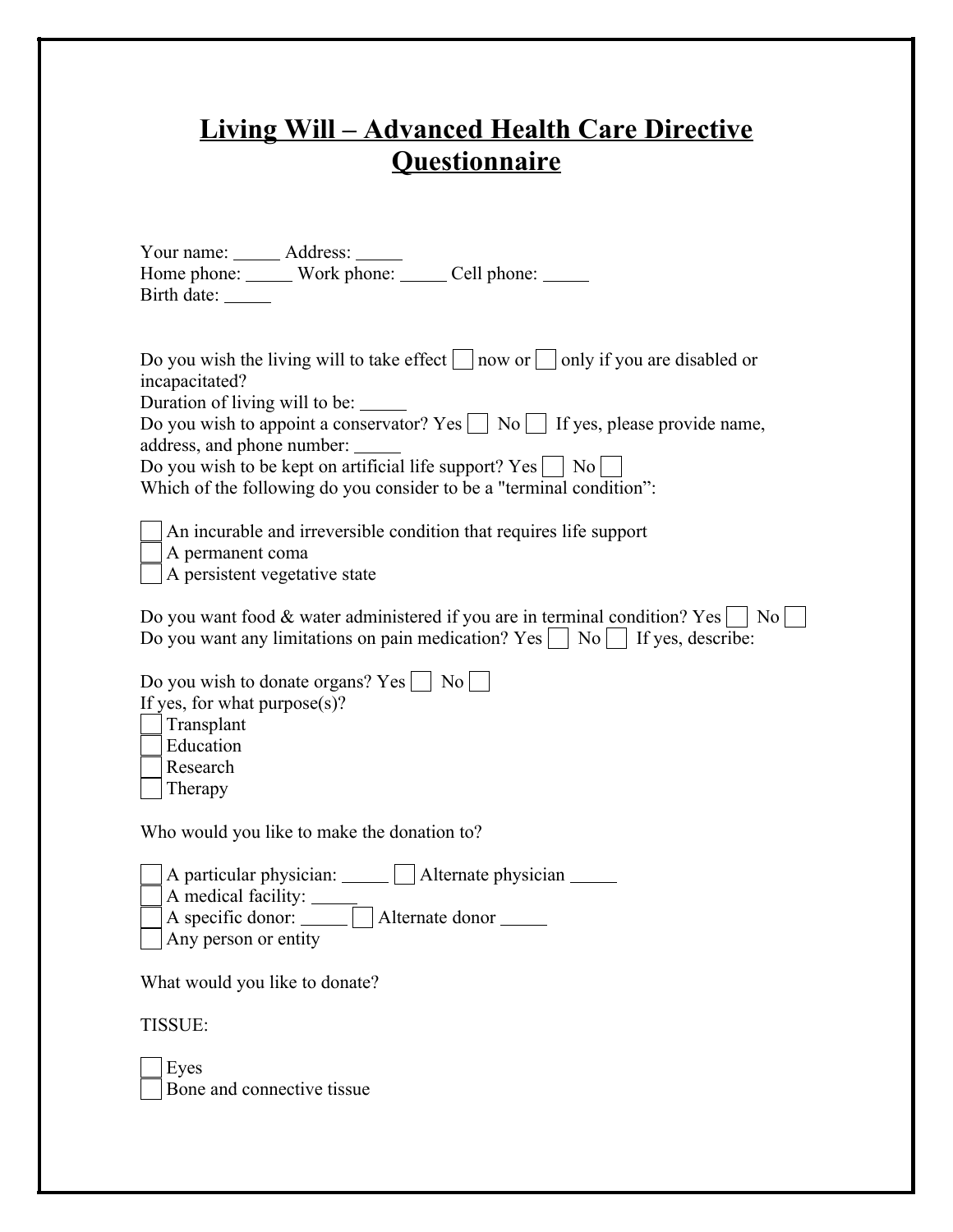# Living Will – Advanced Health Care Directive Questionnaire

Your name: _____ Address: _____
Home phone: _____ Work phone: _____ Cell phone: _____
Birth date: _____

Do you wish the living will to take effect ☐ now or ☐ only if you are disabled or incapacitated?
Duration of living will to be: _____
Do you wish to appoint a conservator? Yes ☐ No ☐ If yes, please provide name, address, and phone number: _____
Do you wish to be kept on artificial life support? Yes ☐ No ☐
Which of the following do you consider to be a "terminal condition":

☐ An incurable and irreversible condition that requires life support
☐ A permanent coma
☐ A persistent vegetative state

Do you want food & water administered if you are in terminal condition? Yes ☐ No ☐
Do you want any limitations on pain medication? Yes ☐ No ☐ If yes, describe:

Do you wish to donate organs? Yes ☐ No ☐
If yes, for what purpose(s)?
☐ Transplant
☐ Education
☐ Research
☐ Therapy

Who would you like to make the donation to?

☐ A particular physician: _____ ☐ Alternate physician _____
☐ A medical facility: _____
☐ A specific donor: _____ ☐ Alternate donor _____
☐ Any person or entity

What would you like to donate?

TISSUE:

☐ Eyes
☐ Bone and connective tissue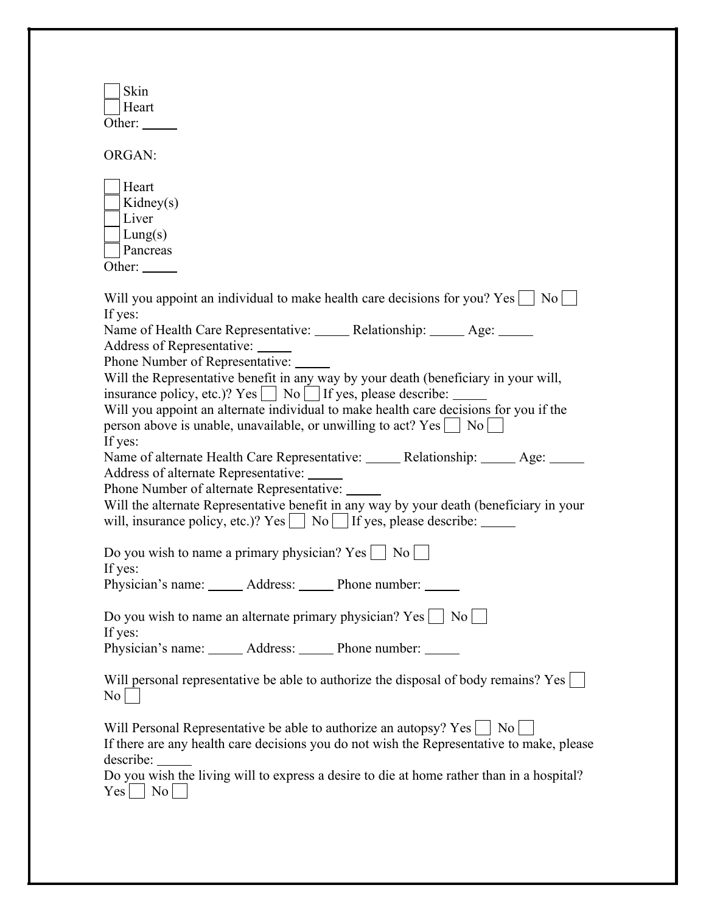☐ Skin
☐ Heart
Other: _____

ORGAN:

☐ Heart
☐ Kidney(s)
☐ Liver
☐ Lung(s)
☐ Pancreas
Other: _____

Will you appoint an individual to make health care decisions for you? Yes ☐ No ☐
If yes:
Name of Health Care Representative: _____ Relationship: _____ Age: _____
Address of Representative: _____
Phone Number of Representative: _____
Will the Representative benefit in any way by your death (beneficiary in your will, insurance policy, etc.)? Yes ☐ No ☐ If yes, please describe: _____
Will you appoint an alternate individual to make health care decisions for you if the person above is unable, unavailable, or unwilling to act? Yes ☐ No ☐
If yes:
Name of alternate Health Care Representative: _____ Relationship: _____ Age: _____
Address of alternate Representative: _____
Phone Number of alternate Representative: _____
Will the alternate Representative benefit in any way by your death (beneficiary in your will, insurance policy, etc.)? Yes ☐ No ☐ If yes, please describe: _____

Do you wish to name a primary physician? Yes ☐ No ☐
If yes:
Physician's name: _____ Address: _____ Phone number: _____

Do you wish to name an alternate primary physician? Yes ☐ No ☐
If yes:
Physician's name: _____ Address: _____ Phone number: _____

Will personal representative be able to authorize the disposal of body remains? Yes ☐ No ☐

Will Personal Representative be able to authorize an autopsy? Yes ☐ No ☐
If there are any health care decisions you do not wish the Representative to make, please describe: _____
Do you wish the living will to express a desire to die at home rather than in a hospital? Yes ☐ No ☐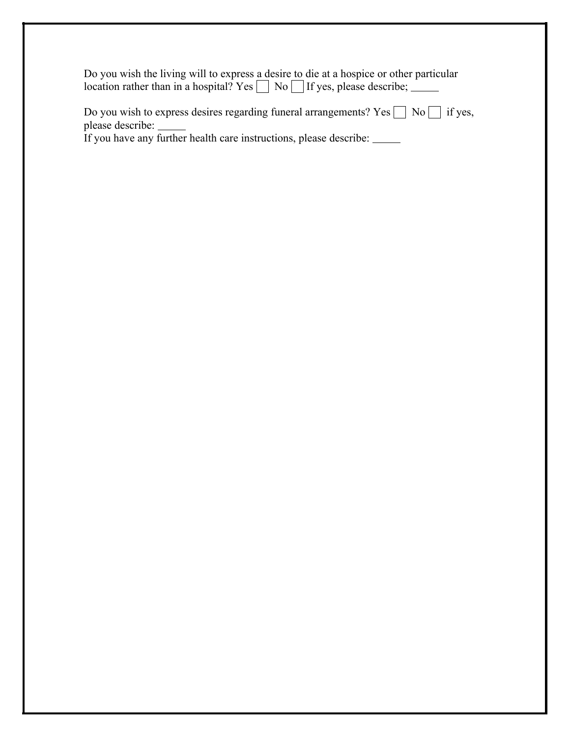Do you wish the living will to express a desire to die at a hospice or other particular location rather than in a hospital? Yes ☐ No ☐ If yes, please describe; _____

Do you wish to express desires regarding funeral arrangements? Yes ☐ No ☐ if yes, please describe: _____

If you have any further health care instructions, please describe: _____